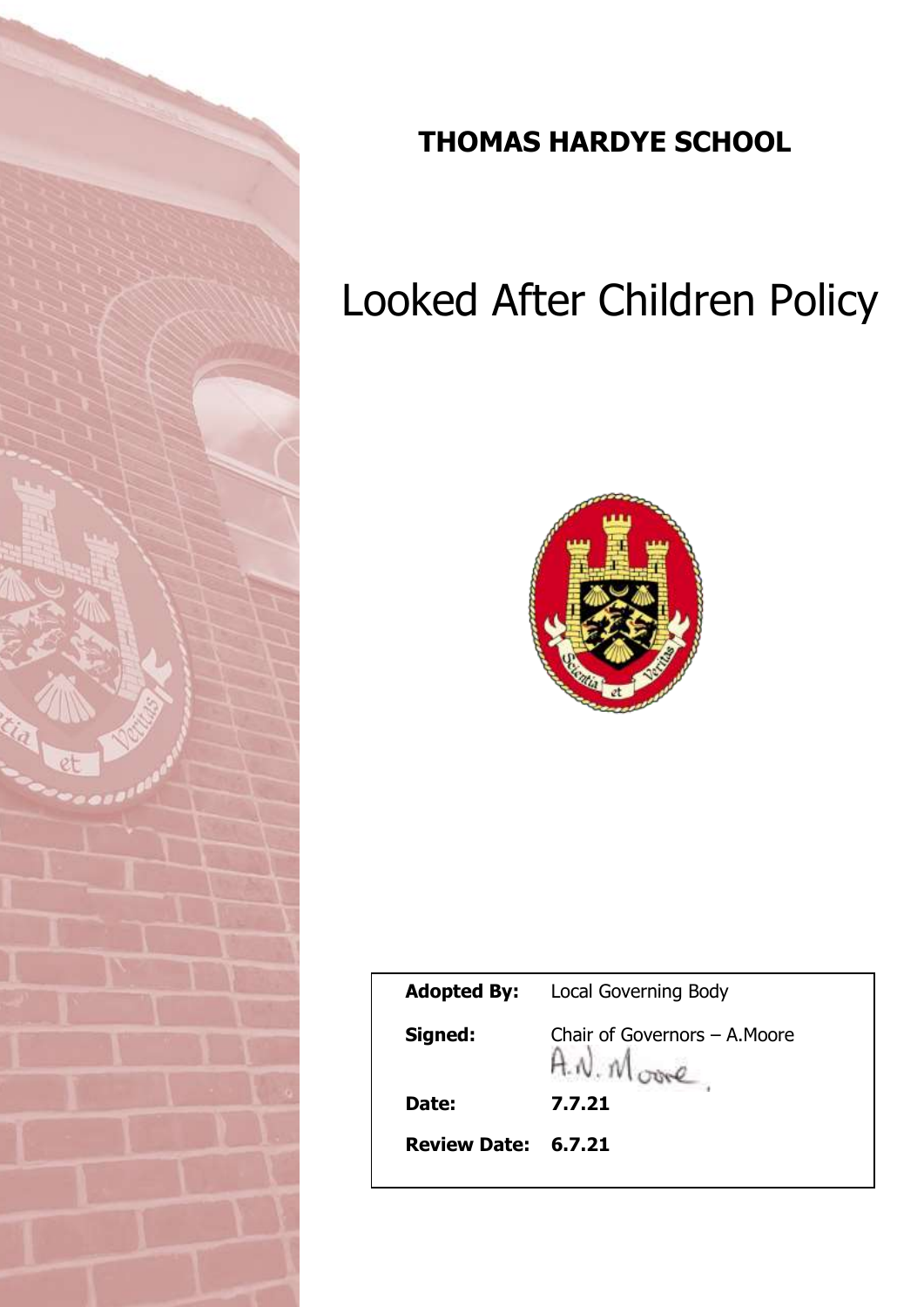# THOMAS HARDYE SCHOOL

# Looked After Children Policy

| **Adopted By:** | Local Governing Body |
|---|---|
| **Signed:** | Chair of Governors – A.Moore<br>A.N. Moore |
| **Date:** | **7.7.21** |
| **Review Date:** | **6.7.21** |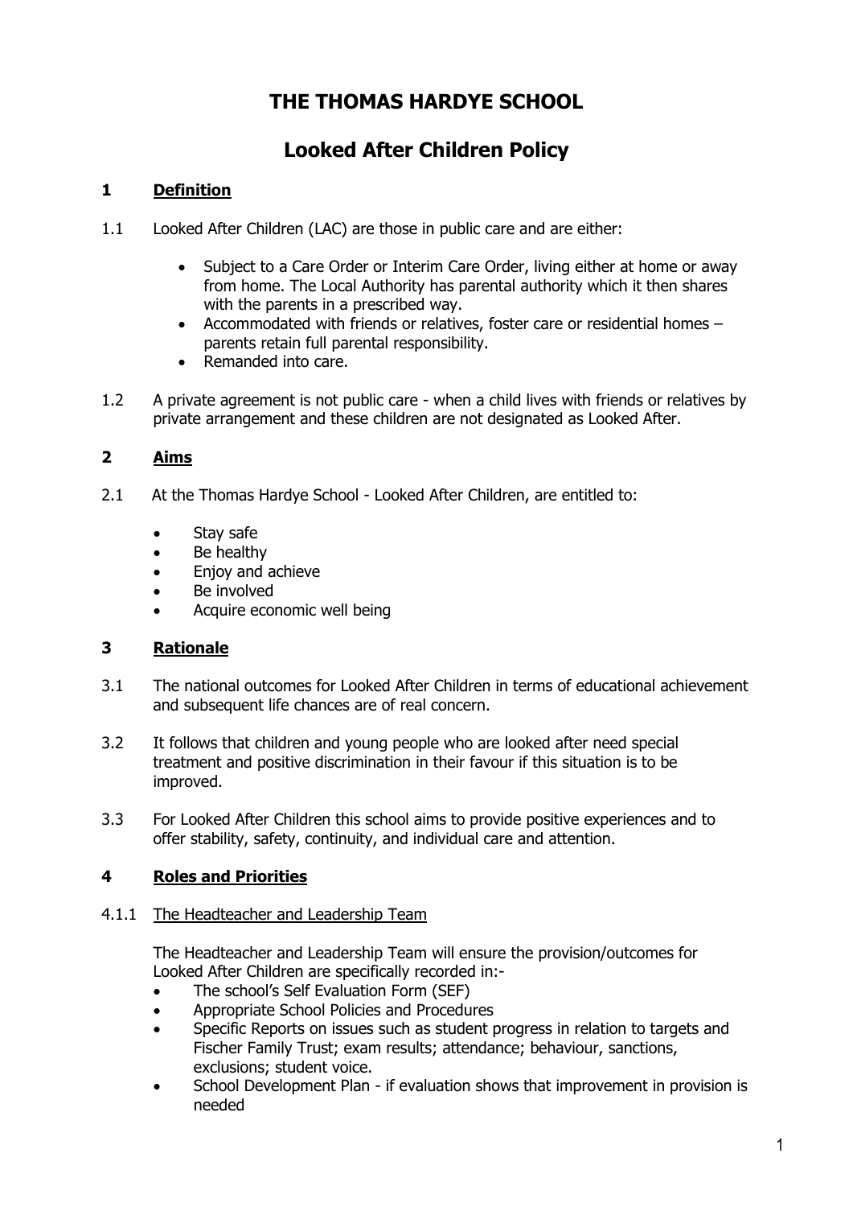# THE THOMAS HARDYE SCHOOL

## Looked After Children Policy

### 1 Definition

1.1 Looked After Children (LAC) are those in public care and are either:

- Subject to a Care Order or Interim Care Order, living either at home or away from home. The Local Authority has parental authority which it then shares with the parents in a prescribed way.
- Accommodated with friends or relatives, foster care or residential homes – parents retain full parental responsibility.
- Remanded into care.

1.2 A private agreement is not public care - when a child lives with friends or relatives by private arrangement and these children are not designated as Looked After.

### 2 Aims

2.1 At the Thomas Hardye School - Looked After Children, are entitled to:

- Stay safe
- Be healthy
- Enjoy and achieve
- Be involved
- Acquire economic well being

### 3 Rationale

3.1 The national outcomes for Looked After Children in terms of educational achievement and subsequent life chances are of real concern.

3.2 It follows that children and young people who are looked after need special treatment and positive discrimination in their favour if this situation is to be improved.

3.3 For Looked After Children this school aims to provide positive experiences and to offer stability, safety, continuity, and individual care and attention.

### 4 Roles and Priorities

4.1.1 The Headteacher and Leadership Team

The Headteacher and Leadership Team will ensure the provision/outcomes for Looked After Children are specifically recorded in:-

- The school's Self Evaluation Form (SEF)
- Appropriate School Policies and Procedures
- Specific Reports on issues such as student progress in relation to targets and Fischer Family Trust; exam results; attendance; behaviour, sanctions, exclusions; student voice.
- School Development Plan - if evaluation shows that improvement in provision is needed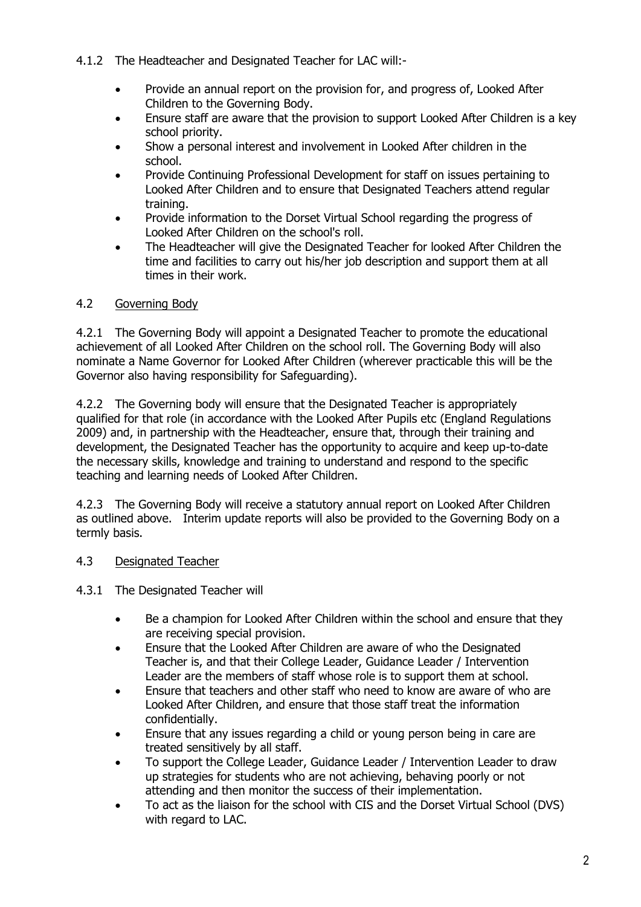4.1.2 The Headteacher and Designated Teacher for LAC will:-

- Provide an annual report on the provision for, and progress of, Looked After Children to the Governing Body.
- Ensure staff are aware that the provision to support Looked After Children is a key school priority.
- Show a personal interest and involvement in Looked After children in the school.
- Provide Continuing Professional Development for staff on issues pertaining to Looked After Children and to ensure that Designated Teachers attend regular training.
- Provide information to the Dorset Virtual School regarding the progress of Looked After Children on the school's roll.
- The Headteacher will give the Designated Teacher for looked After Children the time and facilities to carry out his/her job description and support them at all times in their work.

4.2 Governing Body

4.2.1 The Governing Body will appoint a Designated Teacher to promote the educational achievement of all Looked After Children on the school roll. The Governing Body will also nominate a Name Governor for Looked After Children (wherever practicable this will be the Governor also having responsibility for Safeguarding).

4.2.2 The Governing body will ensure that the Designated Teacher is appropriately qualified for that role (in accordance with the Looked After Pupils etc (England Regulations 2009) and, in partnership with the Headteacher, ensure that, through their training and development, the Designated Teacher has the opportunity to acquire and keep up-to-date the necessary skills, knowledge and training to understand and respond to the specific teaching and learning needs of Looked After Children.

4.2.3 The Governing Body will receive a statutory annual report on Looked After Children as outlined above. Interim update reports will also be provided to the Governing Body on a termly basis.

4.3 Designated Teacher

4.3.1 The Designated Teacher will

- Be a champion for Looked After Children within the school and ensure that they are receiving special provision.
- Ensure that the Looked After Children are aware of who the Designated Teacher is, and that their College Leader, Guidance Leader / Intervention Leader are the members of staff whose role is to support them at school.
- Ensure that teachers and other staff who need to know are aware of who are Looked After Children, and ensure that those staff treat the information confidentially.
- Ensure that any issues regarding a child or young person being in care are treated sensitively by all staff.
- To support the College Leader, Guidance Leader / Intervention Leader to draw up strategies for students who are not achieving, behaving poorly or not attending and then monitor the success of their implementation.
- To act as the liaison for the school with CIS and the Dorset Virtual School (DVS) with regard to LAC.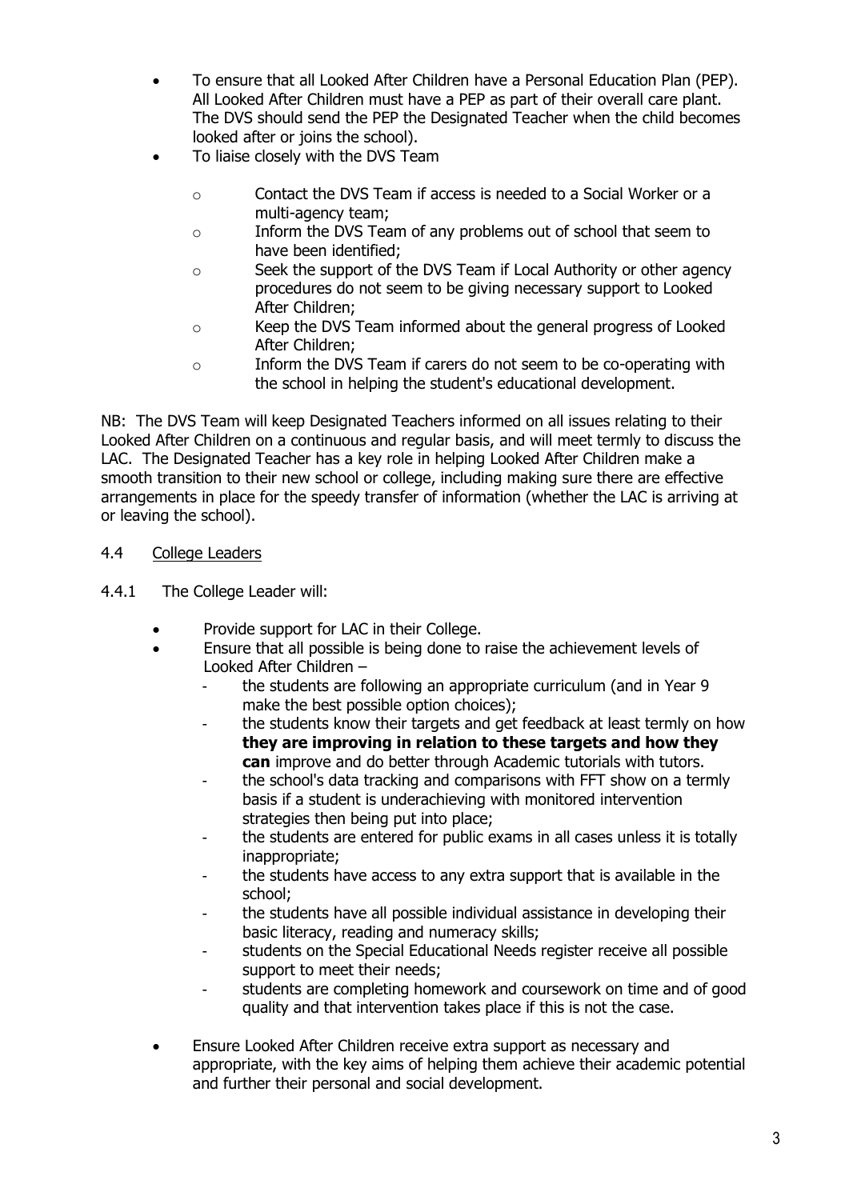- To ensure that all Looked After Children have a Personal Education Plan (PEP). All Looked After Children must have a PEP as part of their overall care plant. The DVS should send the PEP the Designated Teacher when the child becomes looked after or joins the school).
- To liaise closely with the DVS Team
    - Contact the DVS Team if access is needed to a Social Worker or a multi-agency team;
    - Inform the DVS Team of any problems out of school that seem to have been identified;
    - Seek the support of the DVS Team if Local Authority or other agency procedures do not seem to be giving necessary support to Looked After Children;
    - Keep the DVS Team informed about the general progress of Looked After Children;
    - Inform the DVS Team if carers do not seem to be co-operating with the school in helping the student's educational development.

NB: The DVS Team will keep Designated Teachers informed on all issues relating to their Looked After Children on a continuous and regular basis, and will meet termly to discuss the LAC. The Designated Teacher has a key role in helping Looked After Children make a smooth transition to their new school or college, including making sure there are effective arrangements in place for the speedy transfer of information (whether the LAC is arriving at or leaving the school).

### 4.4 College Leaders

4.4.1 The College Leader will:

- Provide support for LAC in their College.
- Ensure that all possible is being done to raise the achievement levels of Looked After Children –
    - the students are following an appropriate curriculum (and in Year 9 make the best possible option choices);
    - the students know their targets and get feedback at least termly on how **they are improving in relation to these targets and how they can** improve and do better through Academic tutorials with tutors.
    - the school's data tracking and comparisons with FFT show on a termly basis if a student is underachieving with monitored intervention strategies then being put into place;
    - the students are entered for public exams in all cases unless it is totally inappropriate;
    - the students have access to any extra support that is available in the school;
    - the students have all possible individual assistance in developing their basic literacy, reading and numeracy skills;
    - students on the Special Educational Needs register receive all possible support to meet their needs;
    - students are completing homework and coursework on time and of good quality and that intervention takes place if this is not the case.
- Ensure Looked After Children receive extra support as necessary and appropriate, with the key aims of helping them achieve their academic potential and further their personal and social development.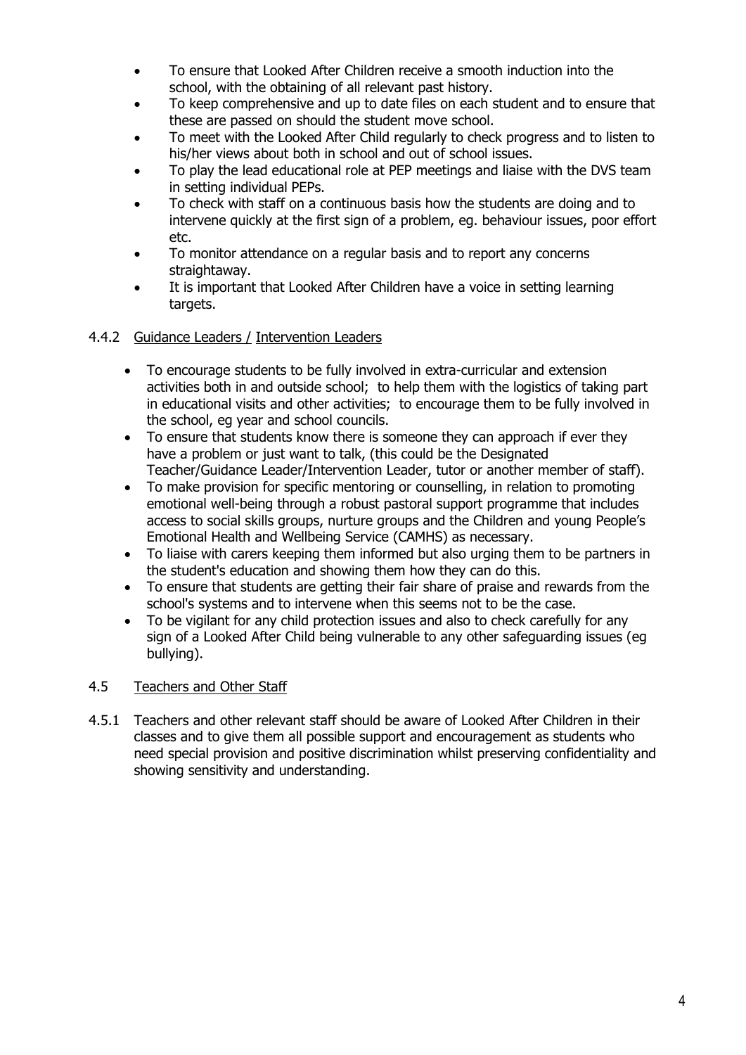- To ensure that Looked After Children receive a smooth induction into the school, with the obtaining of all relevant past history.
- To keep comprehensive and up to date files on each student and to ensure that these are passed on should the student move school.
- To meet with the Looked After Child regularly to check progress and to listen to his/her views about both in school and out of school issues.
- To play the lead educational role at PEP meetings and liaise with the DVS team in setting individual PEPs.
- To check with staff on a continuous basis how the students are doing and to intervene quickly at the first sign of a problem, eg. behaviour issues, poor effort etc.
- To monitor attendance on a regular basis and to report any concerns straightaway.
- It is important that Looked After Children have a voice in setting learning targets.

4.4.2 Guidance Leaders / Intervention Leaders

- To encourage students to be fully involved in extra-curricular and extension activities both in and outside school; to help them with the logistics of taking part in educational visits and other activities; to encourage them to be fully involved in the school, eg year and school councils.
- To ensure that students know there is someone they can approach if ever they have a problem or just want to talk, (this could be the Designated Teacher/Guidance Leader/Intervention Leader, tutor or another member of staff).
- To make provision for specific mentoring or counselling, in relation to promoting emotional well-being through a robust pastoral support programme that includes access to social skills groups, nurture groups and the Children and young People's Emotional Health and Wellbeing Service (CAMHS) as necessary.
- To liaise with carers keeping them informed but also urging them to be partners in the student's education and showing them how they can do this.
- To ensure that students are getting their fair share of praise and rewards from the school's systems and to intervene when this seems not to be the case.
- To be vigilant for any child protection issues and also to check carefully for any sign of a Looked After Child being vulnerable to any other safeguarding issues (eg bullying).

4.5 Teachers and Other Staff

4.5.1 Teachers and other relevant staff should be aware of Looked After Children in their classes and to give them all possible support and encouragement as students who need special provision and positive discrimination whilst preserving confidentiality and showing sensitivity and understanding.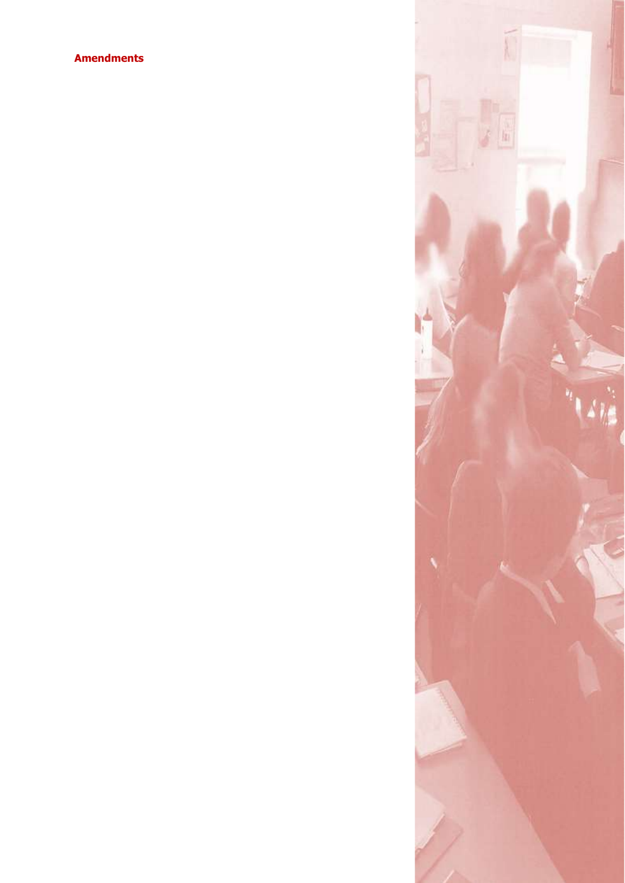**Amendments**